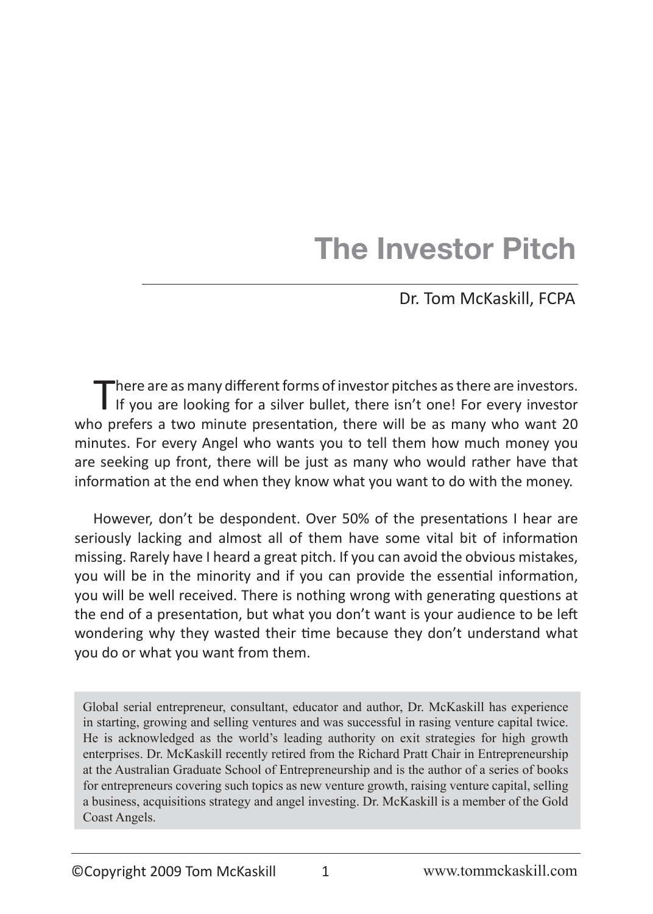# The Investor Pitch

Dr. Tom McKaskill, FCPA

There are as many different forms of investor pitches as there are investors. If you are looking for a silver bullet, there isn't one! For every investor who prefers a two minute presentation, there will be as many who want 20 minutes. For every Angel who wants you to tell them how much money you are seeking up front, there will be just as many who would rather have that information at the end when they know what you want to do with the money.

However, don't be despondent. Over 50% of the presentations I hear are seriously lacking and almost all of them have some vital bit of information missing. Rarely have I heard a great pitch. If you can avoid the obvious mistakes, you will be in the minority and if you can provide the essential information, you will be well received. There is nothing wrong with generating questions at the end of a presentation, but what you don't want is your audience to be left wondering why they wasted their time because they don't understand what you do or what you want from them.

Global serial entrepreneur, consultant, educator and author, Dr. McKaskill has experience in starting, growing and selling ventures and was successful in rasing venture capital twice. He is acknowledged as the world's leading authority on exit strategies for high growth enterprises. Dr. McKaskill recently retired from the Richard Pratt Chair in Entrepreneurship at the Australian Graduate School of Entrepreneurship and is the author of a series of books for entrepreneurs covering such topics as new venture growth, raising venture capital, selling a business, acquisitions strategy and angel investing. Dr. McKaskill is a member of the Gold Coast Angels.

©Copyright 2009 Tom McKaskill www.tommckaskill.com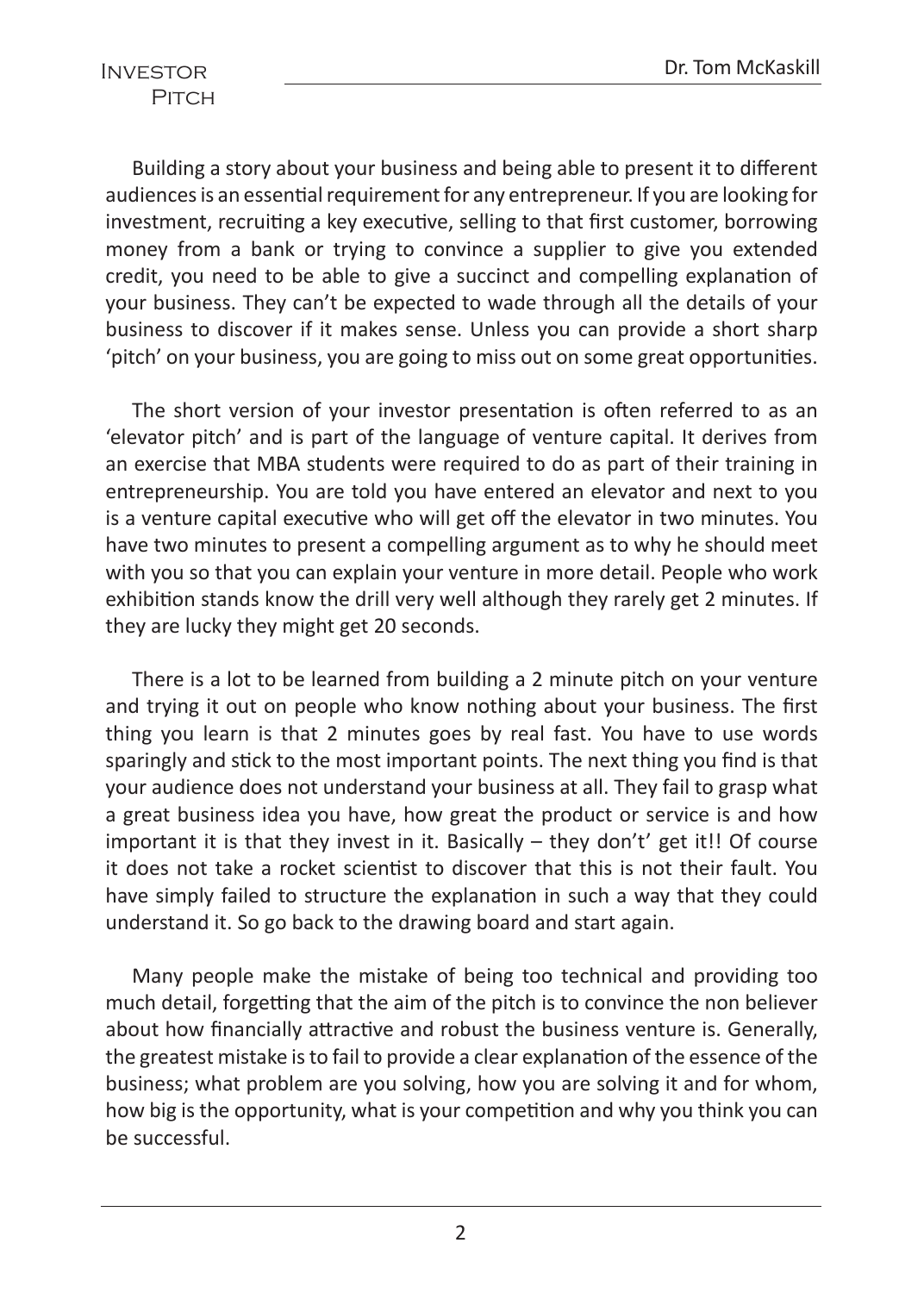Building a story about your business and being able to present it to different audiences is an essential requirement for any entrepreneur. If you are looking for investment, recruiting a key executive, selling to that first customer, borrowing money from a bank or trying to convince a supplier to give you extended credit, you need to be able to give a succinct and compelling explanation of your business. They can't be expected to wade through all the details of your business to discover if it makes sense. Unless you can provide a short sharp 'pitch' on your business, you are going to miss out on some great opportunities.

The short version of your investor presentation is often referred to as an 'elevator pitch' and is part of the language of venture capital. It derives from an exercise that MBA students were required to do as part of their training in entrepreneurship. You are told you have entered an elevator and next to you is a venture capital executive who will get off the elevator in two minutes. You have two minutes to present a compelling argument as to why he should meet with you so that you can explain your venture in more detail. People who work exhibition stands know the drill very well although they rarely get 2 minutes. If they are lucky they might get 20 seconds.

There is a lot to be learned from building a 2 minute pitch on your venture and trying it out on people who know nothing about your business. The first thing you learn is that 2 minutes goes by real fast. You have to use words sparingly and stick to the most important points. The next thing you find is that your audience does not understand your business at all. They fail to grasp what a great business idea you have, how great the product or service is and how important it is that they invest in it. Basically – they don't' get it!! Of course it does not take a rocket scientist to discover that this is not their fault. You have simply failed to structure the explanation in such a way that they could understand it. So go back to the drawing board and start again.

Many people make the mistake of being too technical and providing too much detail, forgetting that the aim of the pitch is to convince the non believer about how financially attractive and robust the business venture is. Generally, the greatest mistake is to fail to provide a clear explanation of the essence of the business; what problem are you solving, how you are solving it and for whom, how big is the opportunity, what is your competition and why you think you can be successful.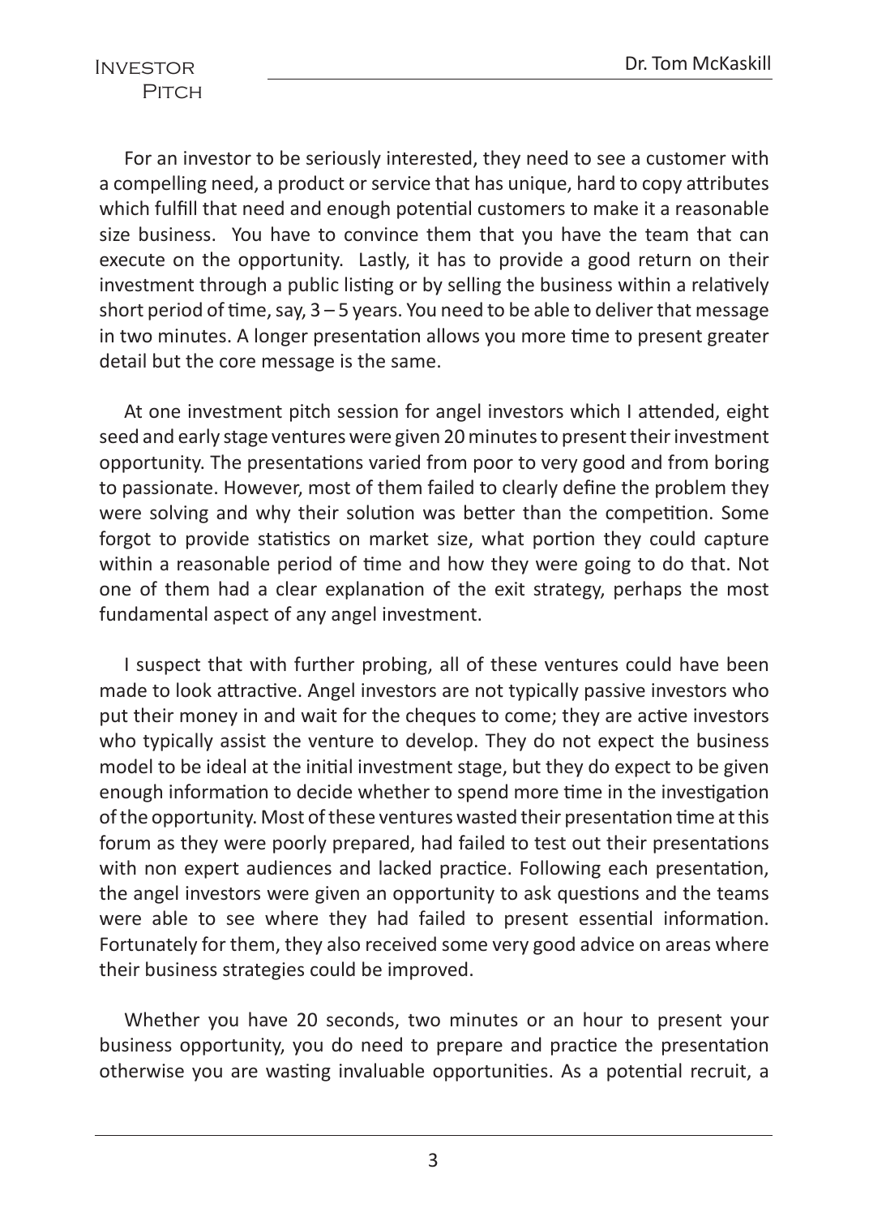For an investor to be seriously interested, they need to see a customer with a compelling need, a product or service that has unique, hard to copy attributes which fulfill that need and enough potential customers to make it a reasonable size business. You have to convince them that you have the team that can execute on the opportunity. Lastly, it has to provide a good return on their investment through a public listing or by selling the business within a relatively short period of time, say, 3 – 5 years. You need to be able to deliver that message in two minutes. A longer presentation allows you more time to present greater detail but the core message is the same.

At one investment pitch session for angel investors which I attended, eight seed and early stage ventures were given 20 minutes to present their investment opportunity. The presentations varied from poor to very good and from boring to passionate. However, most of them failed to clearly define the problem they were solving and why their solution was better than the competition. Some forgot to provide statistics on market size, what portion they could capture within a reasonable period of time and how they were going to do that. Not one of them had a clear explanation of the exit strategy, perhaps the most fundamental aspect of any angel investment.

I suspect that with further probing, all of these ventures could have been made to look attractive. Angel investors are not typically passive investors who put their money in and wait for the cheques to come; they are active investors who typically assist the venture to develop. They do not expect the business model to be ideal at the initial investment stage, but they do expect to be given enough information to decide whether to spend more time in the investigation of the opportunity. Most of these ventures wasted their presentation time at this forum as they were poorly prepared, had failed to test out their presentations with non expert audiences and lacked practice. Following each presentation, the angel investors were given an opportunity to ask questions and the teams were able to see where they had failed to present essential information. Fortunately for them, they also received some very good advice on areas where their business strategies could be improved.

Whether you have 20 seconds, two minutes or an hour to present your business opportunity, you do need to prepare and practice the presentation otherwise you are wasting invaluable opportunities. As a potential recruit, a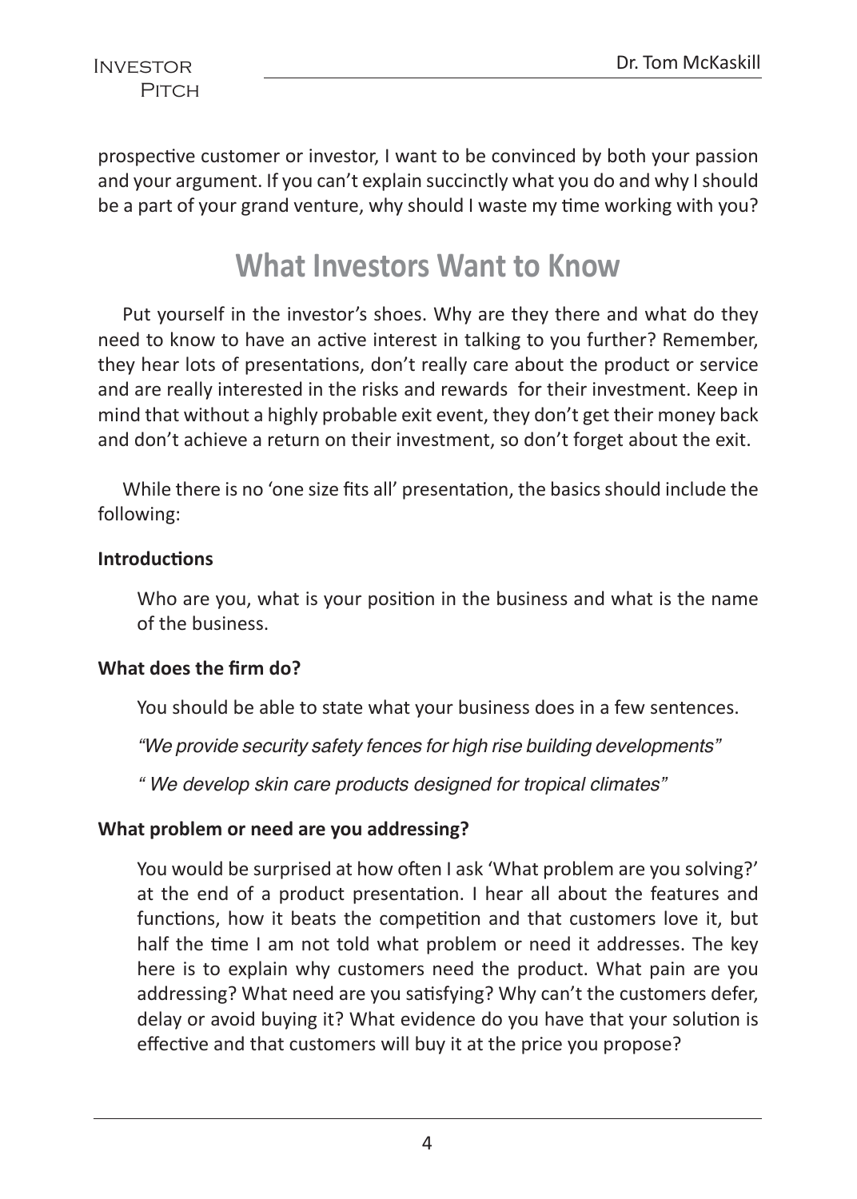prospective customer or investor, I want to be convinced by both your passion and your argument. If you can't explain succinctly what you do and why I should be a part of your grand venture, why should I waste my time working with you?

## What Investors Want to Know

Put yourself in the investor's shoes. Why are they there and what do they need to know to have an active interest in talking to you further? Remember, they hear lots of presentations, don't really care about the product or service and are really interested in the risks and rewards for their investment. Keep in mind that without a highly probable exit event, they don't get their money back and don't achieve a return on their investment, so don't forget about the exit.

While there is no 'one size fits all' presentation, the basics should include the following:

**Introductions**

Who are you, what is your position in the business and what is the name of the business.

**What does the firm do?**

You should be able to state what your business does in a few sentences.

*"We provide security safety fences for high rise building developments"*

*" We develop skin care products designed for tropical climates"*

**What problem or need are you addressing?**

You would be surprised at how often I ask 'What problem are you solving?' at the end of a product presentation. I hear all about the features and functions, how it beats the competition and that customers love it, but half the time I am not told what problem or need it addresses. The key here is to explain why customers need the product. What pain are you addressing? What need are you satisfying? Why can't the customers defer, delay or avoid buying it? What evidence do you have that your solution is effective and that customers will buy it at the price you propose?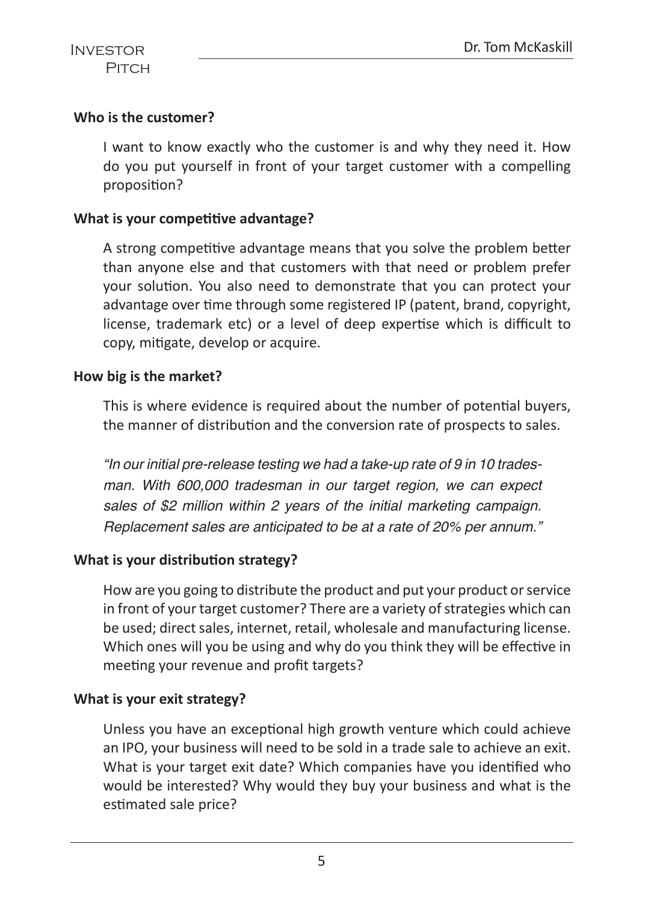**Who is the customer?**

I want to know exactly who the customer is and why they need it. How do you put yourself in front of your target customer with a compelling proposition?

**What is your competitive advantage?**

A strong competitive advantage means that you solve the problem better than anyone else and that customers with that need or problem prefer your solution. You also need to demonstrate that you can protect your advantage over time through some registered IP (patent, brand, copyright, license, trademark etc) or a level of deep expertise which is difficult to copy, mitigate, develop or acquire.

**How big is the market?**

This is where evidence is required about the number of potential buyers, the manner of distribution and the conversion rate of prospects to sales.

*"In our initial pre-release testing we had a take-up rate of 9 in 10 tradesman. With 600,000 tradesman in our target region, we can expect sales of $2 million within 2 years of the initial marketing campaign. Replacement sales are anticipated to be at a rate of 20% per annum."*

**What is your distribution strategy?**

How are you going to distribute the product and put your product or service in front of your target customer? There are a variety of strategies which can be used; direct sales, internet, retail, wholesale and manufacturing license. Which ones will you be using and why do you think they will be effective in meeting your revenue and profit targets?

**What is your exit strategy?**

Unless you have an exceptional high growth venture which could achieve an IPO, your business will need to be sold in a trade sale to achieve an exit. What is your target exit date? Which companies have you identified who would be interested? Why would they buy your business and what is the estimated sale price?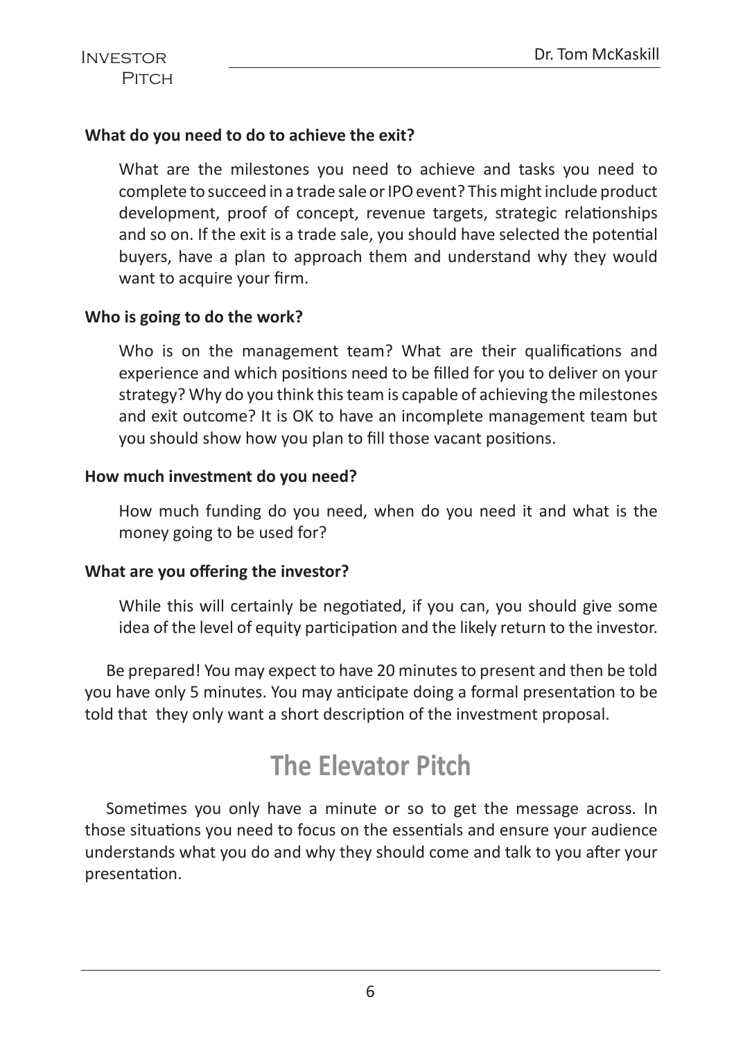**What do you need to do to achieve the exit?**

What are the milestones you need to achieve and tasks you need to complete to succeed in a trade sale or IPO event? This might include product development, proof of concept, revenue targets, strategic relationships and so on. If the exit is a trade sale, you should have selected the potential buyers, have a plan to approach them and understand why they would want to acquire your firm.

**Who is going to do the work?**

Who is on the management team? What are their qualifications and experience and which positions need to be filled for you to deliver on your strategy? Why do you think this team is capable of achieving the milestones and exit outcome? It is OK to have an incomplete management team but you should show how you plan to fill those vacant positions.

**How much investment do you need?**

How much funding do you need, when do you need it and what is the money going to be used for?

**What are you offering the investor?**

While this will certainly be negotiated, if you can, you should give some idea of the level of equity participation and the likely return to the investor.

Be prepared! You may expect to have 20 minutes to present and then be told you have only 5 minutes. You may anticipate doing a formal presentation to be told that they only want a short description of the investment proposal.

## The Elevator Pitch

Sometimes you only have a minute or so to get the message across. In those situations you need to focus on the essentials and ensure your audience understands what you do and why they should come and talk to you after your presentation.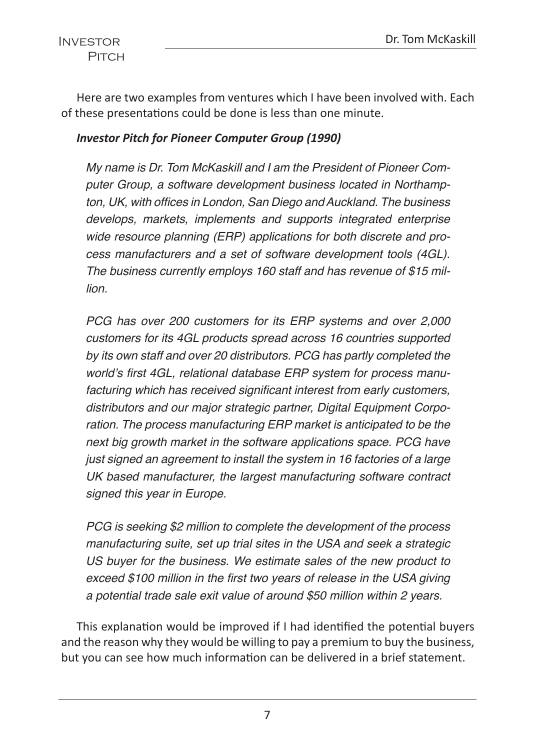Here are two examples from ventures which I have been involved with. Each of these presentations could be done is less than one minute.

***Investor Pitch for Pioneer Computer Group (1990)***

*My name is Dr. Tom McKaskill and I am the President of Pioneer Computer Group, a software development business located in Northampton, UK, with offices in London, San Diego and Auckland. The business develops, markets, implements and supports integrated enterprise wide resource planning (ERP) applications for both discrete and process manufacturers and a set of software development tools (4GL). The business currently employs 160 staff and has revenue of $15 million.*

*PCG has over 200 customers for its ERP systems and over 2,000 customers for its 4GL products spread across 16 countries supported by its own staff and over 20 distributors. PCG has partly completed the world's first 4GL, relational database ERP system for process manufacturing which has received significant interest from early customers, distributors and our major strategic partner, Digital Equipment Corporation. The process manufacturing ERP market is anticipated to be the next big growth market in the software applications space. PCG have just signed an agreement to install the system in 16 factories of a large UK based manufacturer, the largest manufacturing software contract signed this year in Europe.*

*PCG is seeking $2 million to complete the development of the process manufacturing suite, set up trial sites in the USA and seek a strategic US buyer for the business. We estimate sales of the new product to exceed $100 million in the first two years of release in the USA giving a potential trade sale exit value of around $50 million within 2 years.*

This explanation would be improved if I had identified the potential buyers and the reason why they would be willing to pay a premium to buy the business, but you can see how much information can be delivered in a brief statement.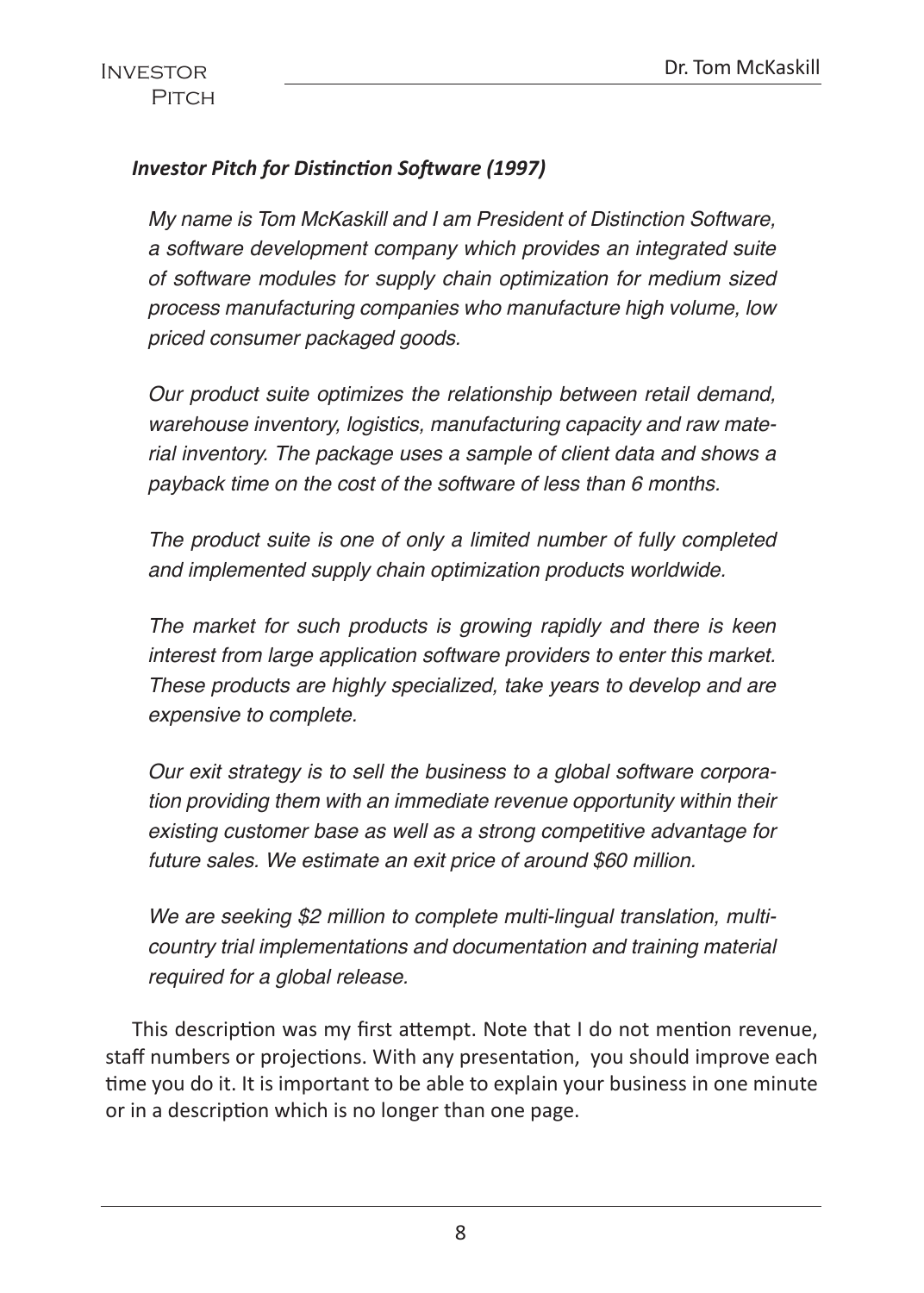***Investor Pitch for Distinction Software (1997)***

*My name is Tom McKaskill and I am President of Distinction Software, a software development company which provides an integrated suite of software modules for supply chain optimization for medium sized process manufacturing companies who manufacture high volume, low priced consumer packaged goods.*

*Our product suite optimizes the relationship between retail demand, warehouse inventory, logistics, manufacturing capacity and raw material inventory. The package uses a sample of client data and shows a payback time on the cost of the software of less than 6 months.*

*The product suite is one of only a limited number of fully completed and implemented supply chain optimization products worldwide.*

*The market for such products is growing rapidly and there is keen interest from large application software providers to enter this market. These products are highly specialized, take years to develop and are expensive to complete.*

*Our exit strategy is to sell the business to a global software corporation providing them with an immediate revenue opportunity within their existing customer base as well as a strong competitive advantage for future sales. We estimate an exit price of around $60 million.*

*We are seeking $2 million to complete multi-lingual translation, multi-country trial implementations and documentation and training material required for a global release.*

This description was my first attempt. Note that I do not mention revenue, staff numbers or projections. With any presentation, you should improve each time you do it. It is important to be able to explain your business in one minute or in a description which is no longer than one page.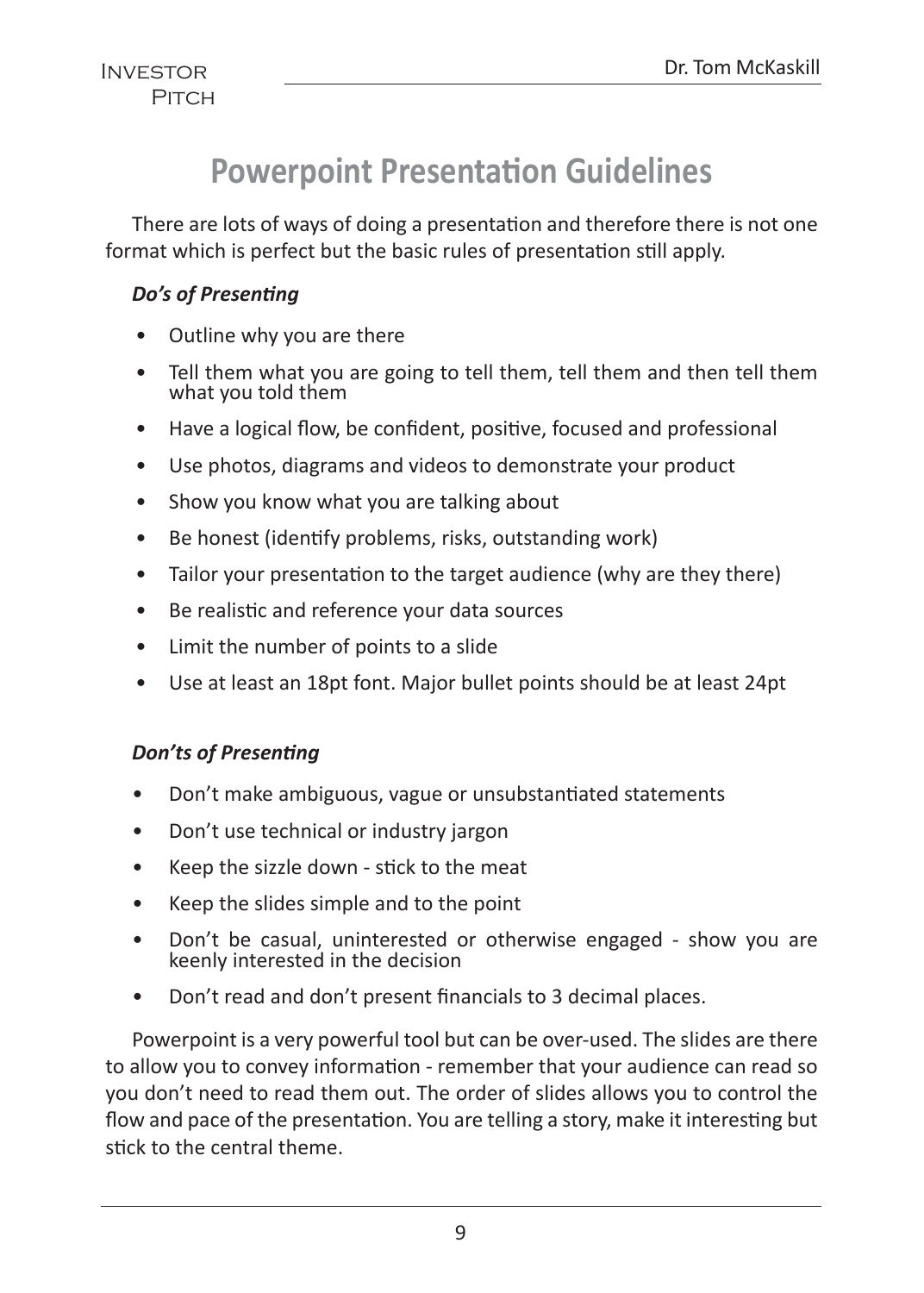# Powerpoint Presentation Guidelines

There are lots of ways of doing a presentation and therefore there is not one format which is perfect but the basic rules of presentation still apply.

***Do's of Presenting***

- Outline why you are there
- Tell them what you are going to tell them, tell them and then tell them what you told them
- Have a logical flow, be confident, positive, focused and professional
- Use photos, diagrams and videos to demonstrate your product
- Show you know what you are talking about
- Be honest (identify problems, risks, outstanding work)
- Tailor your presentation to the target audience (why are they there)
- Be realistic and reference your data sources
- Limit the number of points to a slide
- Use at least an 18pt font. Major bullet points should be at least 24pt

***Don'ts of Presenting***

- Don't make ambiguous, vague or unsubstantiated statements
- Don't use technical or industry jargon
- Keep the sizzle down - stick to the meat
- Keep the slides simple and to the point
- Don't be casual, uninterested or otherwise engaged - show you are keenly interested in the decision
- Don't read and don't present financials to 3 decimal places.

Powerpoint is a very powerful tool but can be over-used. The slides are there to allow you to convey information - remember that your audience can read so you don't need to read them out. The order of slides allows you to control the flow and pace of the presentation. You are telling a story, make it interesting but stick to the central theme.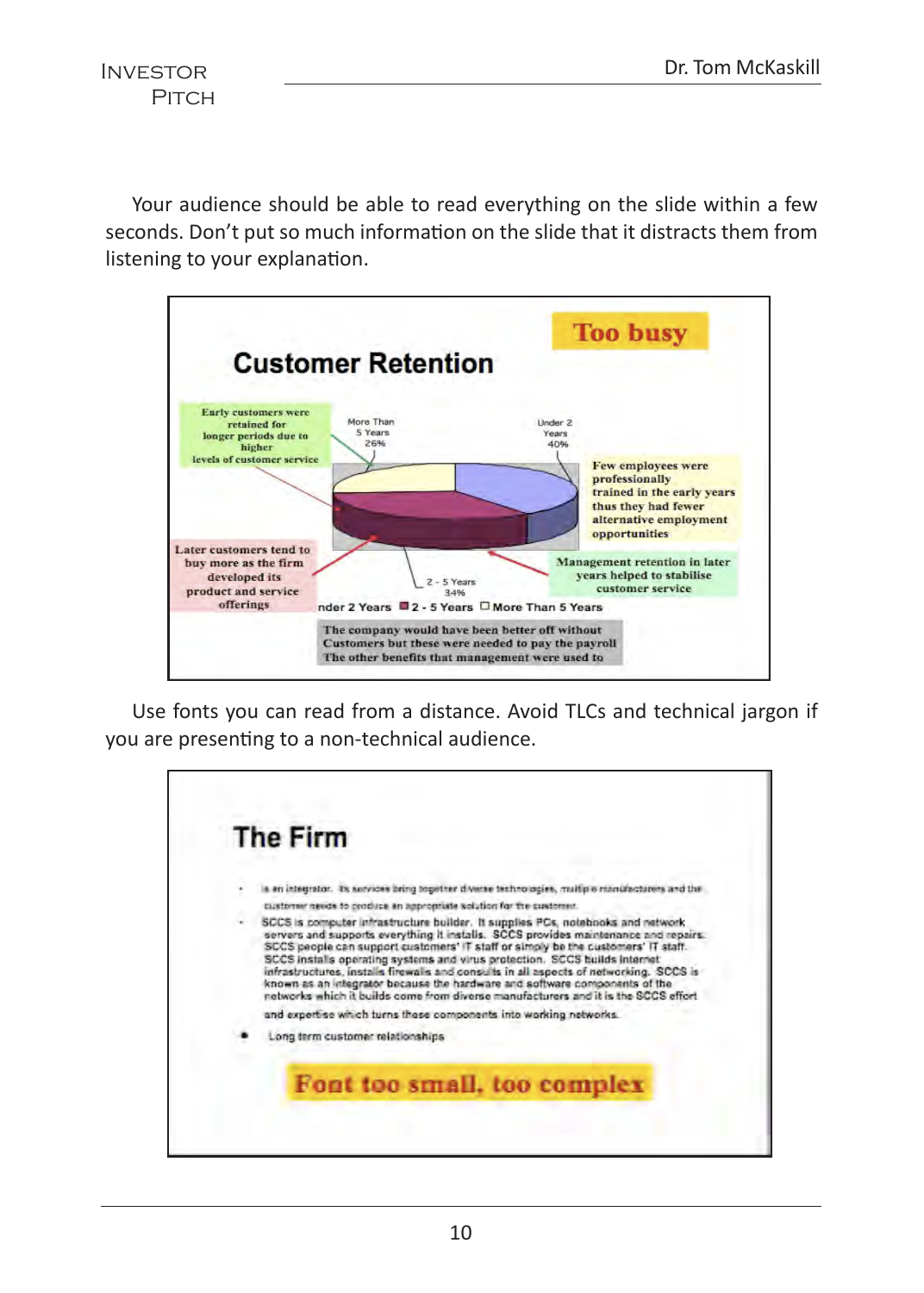Your audience should be able to read everything on the slide within a few seconds. Don't put so much information on the slide that it distracts them from listening to your explanation.

Too busy

Customer Retention

Early customers were retained for longer periods due to higher levels of customer service

More Than 5 Years 26%

Under 2 Years 40%

Few employees were professionally trained in the early years thus they had fewer alternative employment opportunities

Later customers tend to buy more as the firm developed its product and service offerings

2 - 5 Years 34%

Management retention in later years helped to stabilise customer service

nder 2 Years ■ 2 - 5 Years □ More Than 5 Years

The company would have been better off without Customers but these were needed to pay the payroll The other benefits that management were used to

Use fonts you can read from a distance. Avoid TLCs and technical jargon if you are presenting to a non-technical audience.

The Firm

- is an integrator. Its services bring together diverse technologies, multiple manufacturers and the customer needs to produce an appropriate solution for the customer.
- SCCS is computer infrastructure builder. It supplies PCs, notebooks and network servers and supports everything it installs. SCCS provides maintenance and repairs. SCCS people can support customers' IT staff or simply be the customers' IT staff. SCCS installs operating systems and virus protection. SCCS builds Internet infrastructures, installs firewalls and consults in all aspects of networking. SCCS is known as an integrator because the hardware and software components of the networks which it builds come from diverse manufacturers and it is the SCCS effort and expertise which turns these components into working networks.
- Long term customer relationships

Font too small, too complex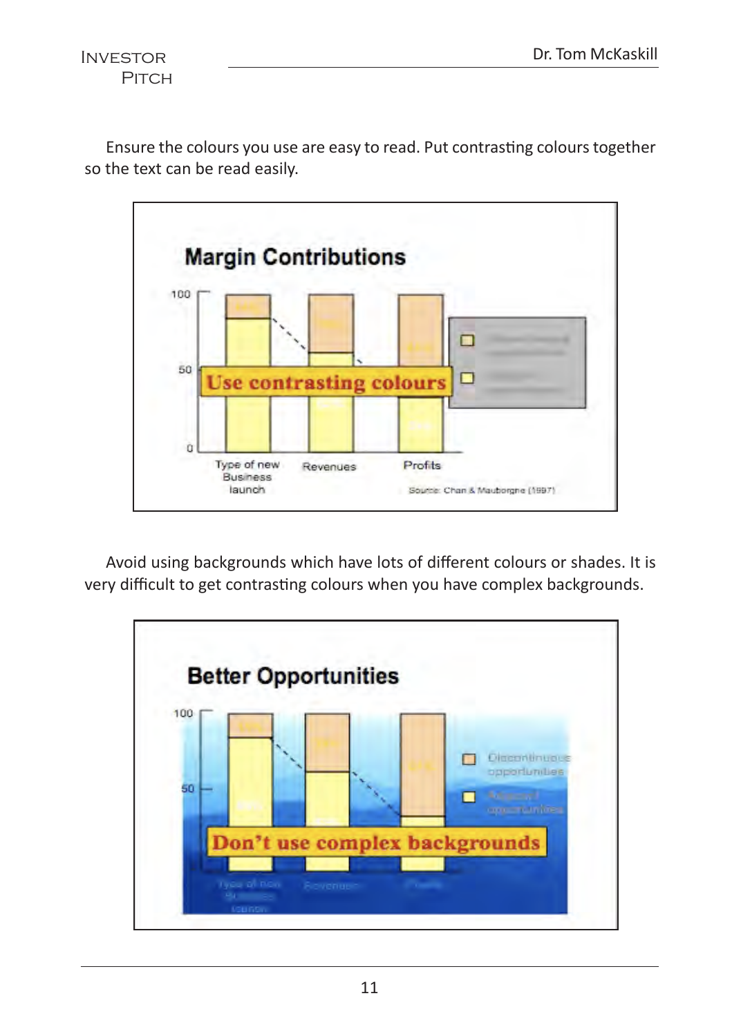Ensure the colours you use are easy to read. Put contrasting colours together so the text can be read easily.

Margin Contributions

100

50

0

Use contrasting colours

Type of new Business launch

Revenues

Profits

Source: Chan & Mauborgne (1997)

Avoid using backgrounds which have lots of different colours or shades. It is very difficult to get contrasting colours when you have complex backgrounds.

Better Opportunities

100

50

Discontinuous opportunities

Adjacent opportunities

Don't use complex backgrounds

Type of new Business launch

Revenues

Profits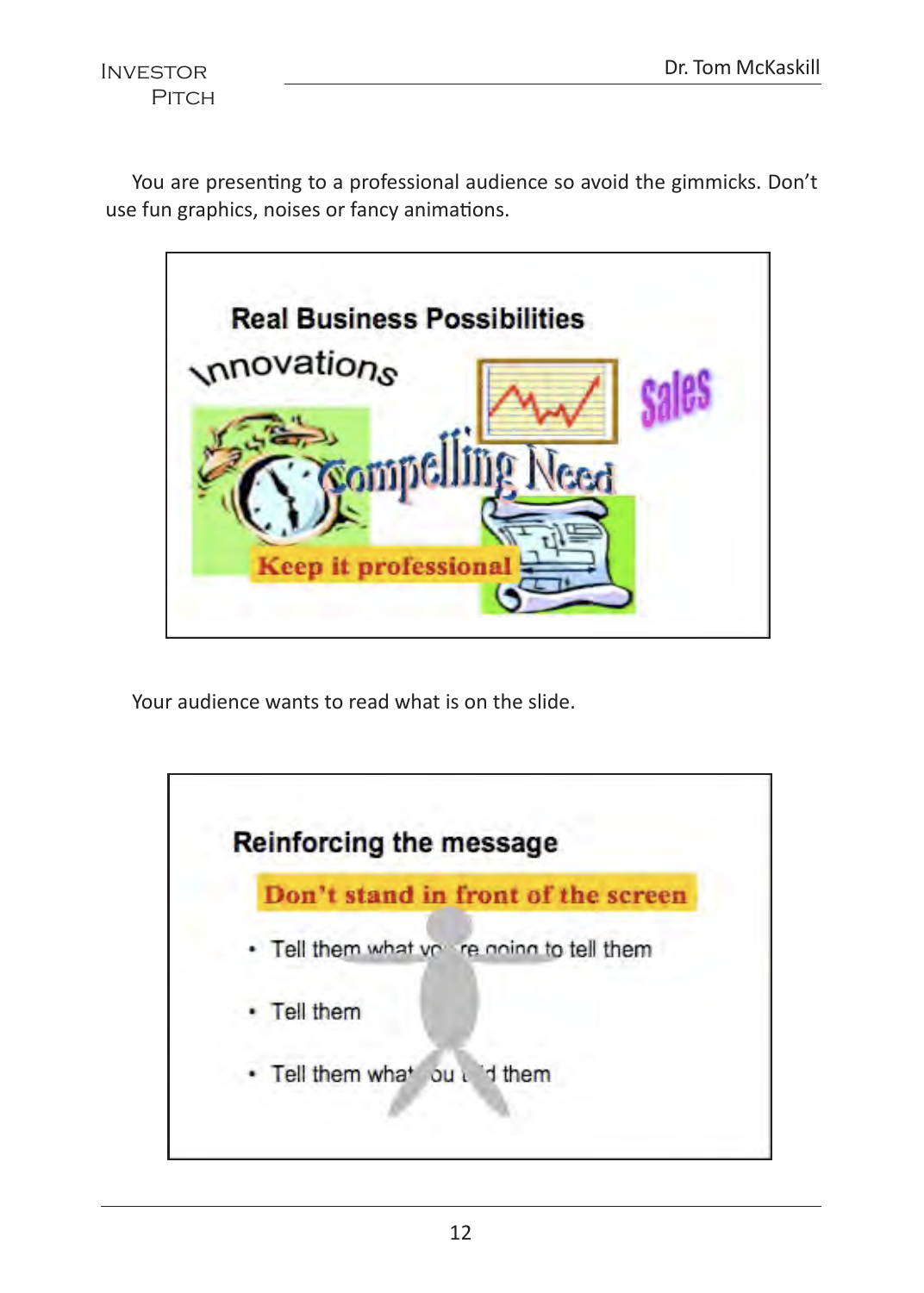You are presenting to a professional audience so avoid the gimmicks. Don't use fun graphics, noises or fancy animations.

Real Business Possibilities

Innovations

Sales

Compelling Need

Keep it professional

Your audience wants to read what is on the slide.

Reinforcing the message

Don't stand in front of the screen

- Tell them what yo re going to tell them
- Tell them
- Tell them what ou d them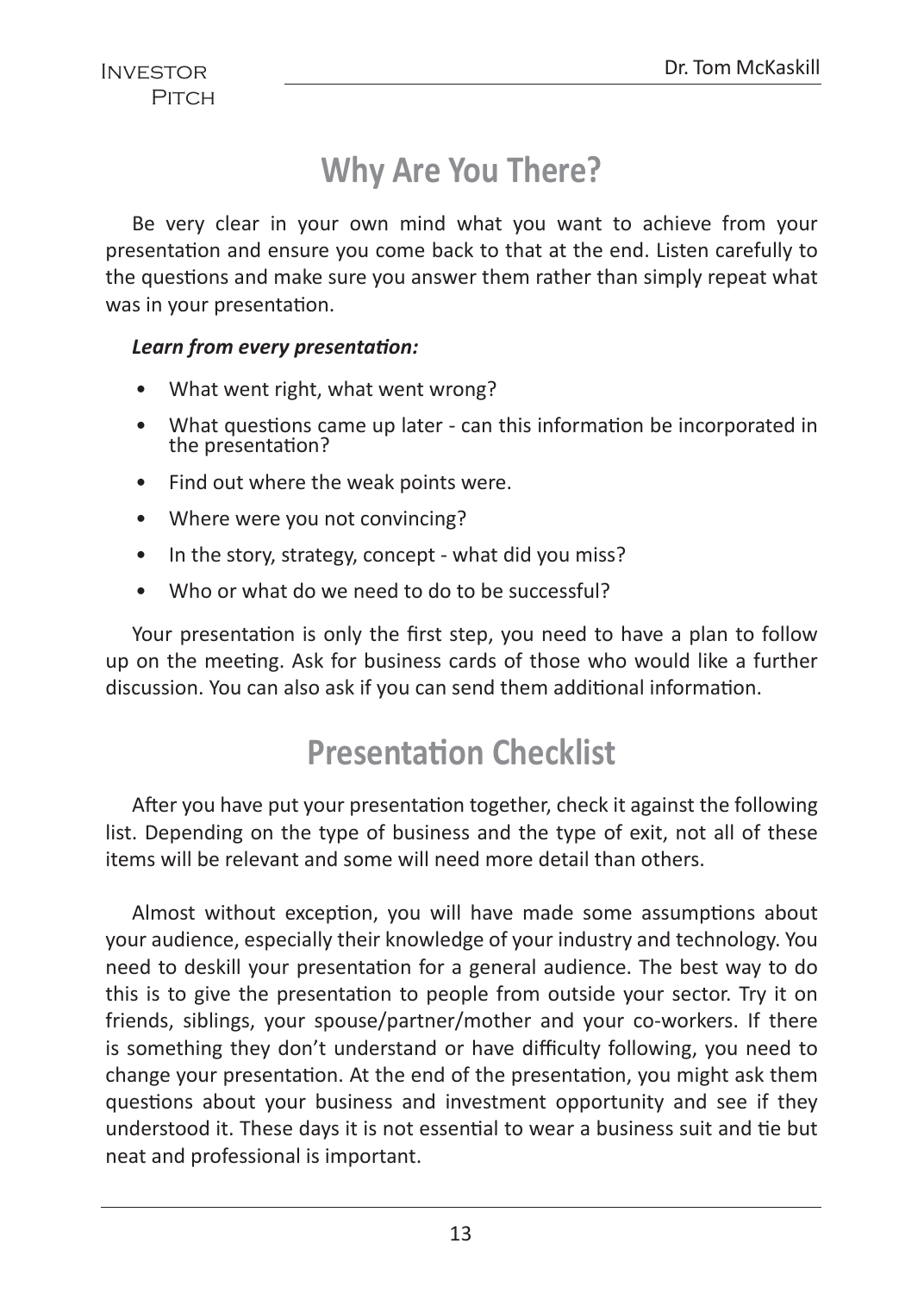## Why Are You There?

Be very clear in your own mind what you want to achieve from your presentation and ensure you come back to that at the end. Listen carefully to the questions and make sure you answer them rather than simply repeat what was in your presentation.

***Learn from every presentation:***

- What went right, what went wrong?
- What questions came up later - can this information be incorporated in the presentation?
- Find out where the weak points were.
- Where were you not convincing?
- In the story, strategy, concept - what did you miss?
- Who or what do we need to do to be successful?

Your presentation is only the first step, you need to have a plan to follow up on the meeting. Ask for business cards of those who would like a further discussion. You can also ask if you can send them additional information.

## Presentation Checklist

After you have put your presentation together, check it against the following list. Depending on the type of business and the type of exit, not all of these items will be relevant and some will need more detail than others.

Almost without exception, you will have made some assumptions about your audience, especially their knowledge of your industry and technology. You need to deskill your presentation for a general audience. The best way to do this is to give the presentation to people from outside your sector. Try it on friends, siblings, your spouse/partner/mother and your co-workers. If there is something they don't understand or have difficulty following, you need to change your presentation. At the end of the presentation, you might ask them questions about your business and investment opportunity and see if they understood it. These days it is not essential to wear a business suit and tie but neat and professional is important.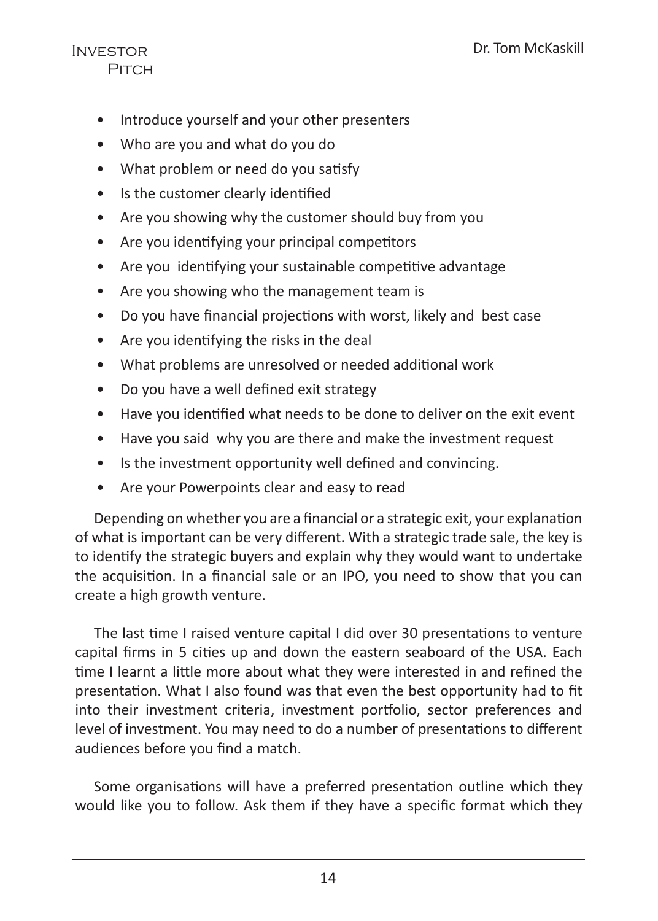- Introduce yourself and your other presenters
- Who are you and what do you do
- What problem or need do you satisfy
- Is the customer clearly identified
- Are you showing why the customer should buy from you
- Are you identifying your principal competitors
- Are you identifying your sustainable competitive advantage
- Are you showing who the management team is
- Do you have financial projections with worst, likely and best case
- Are you identifying the risks in the deal
- What problems are unresolved or needed additional work
- Do you have a well defined exit strategy
- Have you identified what needs to be done to deliver on the exit event
- Have you said why you are there and make the investment request
- Is the investment opportunity well defined and convincing.
- Are your Powerpoints clear and easy to read

Depending on whether you are a financial or a strategic exit, your explanation of what is important can be very different. With a strategic trade sale, the key is to identify the strategic buyers and explain why they would want to undertake the acquisition. In a financial sale or an IPO, you need to show that you can create a high growth venture.

The last time I raised venture capital I did over 30 presentations to venture capital firms in 5 cities up and down the eastern seaboard of the USA. Each time I learnt a little more about what they were interested in and refined the presentation. What I also found was that even the best opportunity had to fit into their investment criteria, investment portfolio, sector preferences and level of investment. You may need to do a number of presentations to different audiences before you find a match.

Some organisations will have a preferred presentation outline which they would like you to follow. Ask them if they have a specific format which they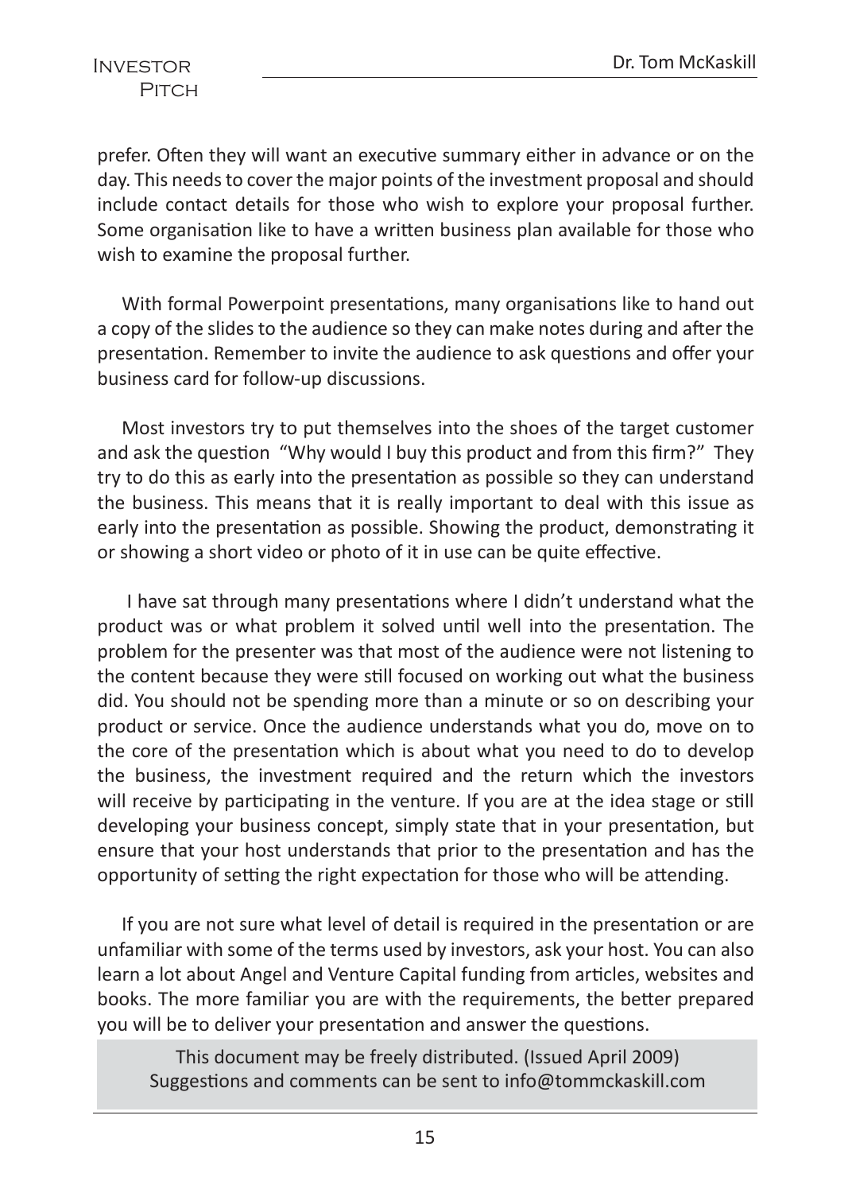prefer. Often they will want an executive summary either in advance or on the day. This needs to cover the major points of the investment proposal and should include contact details for those who wish to explore your proposal further. Some organisation like to have a written business plan available for those who wish to examine the proposal further.

With formal Powerpoint presentations, many organisations like to hand out a copy of the slides to the audience so they can make notes during and after the presentation. Remember to invite the audience to ask questions and offer your business card for follow-up discussions.

Most investors try to put themselves into the shoes of the target customer and ask the question "Why would I buy this product and from this firm?" They try to do this as early into the presentation as possible so they can understand the business. This means that it is really important to deal with this issue as early into the presentation as possible. Showing the product, demonstrating it or showing a short video or photo of it in use can be quite effective.

I have sat through many presentations where I didn't understand what the product was or what problem it solved until well into the presentation. The problem for the presenter was that most of the audience were not listening to the content because they were still focused on working out what the business did. You should not be spending more than a minute or so on describing your product or service. Once the audience understands what you do, move on to the core of the presentation which is about what you need to do to develop the business, the investment required and the return which the investors will receive by participating in the venture. If you are at the idea stage or still developing your business concept, simply state that in your presentation, but ensure that your host understands that prior to the presentation and has the opportunity of setting the right expectation for those who will be attending.

If you are not sure what level of detail is required in the presentation or are unfamiliar with some of the terms used by investors, ask your host. You can also learn a lot about Angel and Venture Capital funding from articles, websites and books. The more familiar you are with the requirements, the better prepared you will be to deliver your presentation and answer the questions.

This document may be freely distributed. (Issued April 2009)
Suggestions and comments can be sent to info@tommckaskill.com